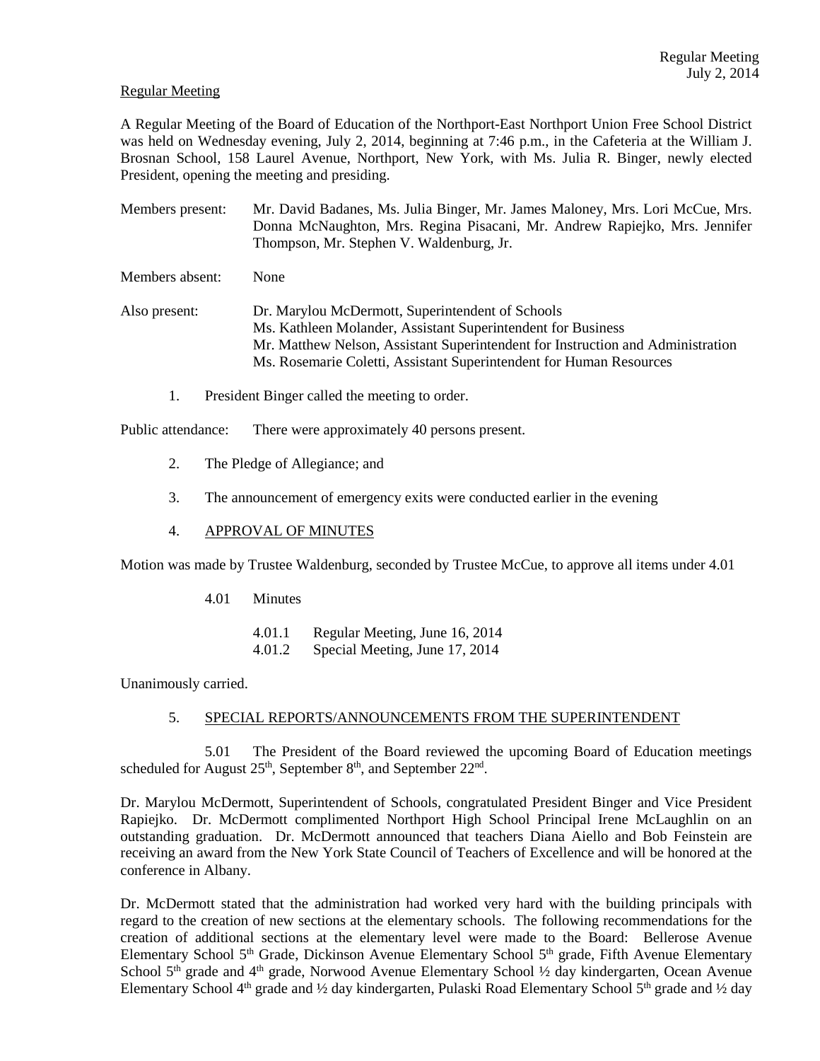Regular Meeting

A Regular Meeting of the Board of Education of the Northport-East Northport Union Free School District was held on Wednesday evening, July 2, 2014, beginning at 7:46 p.m., in the Cafeteria at the William J. Brosnan School, 158 Laurel Avenue, Northport, New York, with Ms. Julia R. Binger, newly elected President, opening the meeting and presiding.

Members present: Mr. David Badanes, Ms. Julia Binger, Mr. James Maloney, Mrs. Lori McCue, Mrs. Donna McNaughton, Mrs. Regina Pisacani, Mr. Andrew Rapiejko, Mrs. Jennifer Thompson, Mr. Stephen V. Waldenburg, Jr.

Members absent: None

Also present: Dr. Marylou McDermott, Superintendent of Schools
Ms. Kathleen Molander, Assistant Superintendent for Business
Mr. Matthew Nelson, Assistant Superintendent for Instruction and Administration
Ms. Rosemarie Coletti, Assistant Superintendent for Human Resources

1. President Binger called the meeting to order.

Public attendance: There were approximately 40 persons present.

2. The Pledge of Allegiance; and

3. The announcement of emergency exits were conducted earlier in the evening

4. APPROVAL OF MINUTES

Motion was made by Trustee Waldenburg, seconded by Trustee McCue, to approve all items under 4.01

4.01 Minutes

4.01.1 Regular Meeting, June 16, 2014
4.01.2 Special Meeting, June 17, 2014

Unanimously carried.

5. SPECIAL REPORTS/ANNOUNCEMENTS FROM THE SUPERINTENDENT

5.01 The President of the Board reviewed the upcoming Board of Education meetings scheduled for August 25th, September 8th, and September 22nd.

Dr. Marylou McDermott, Superintendent of Schools, congratulated President Binger and Vice President Rapiejko. Dr. McDermott complimented Northport High School Principal Irene McLaughlin on an outstanding graduation. Dr. McDermott announced that teachers Diana Aiello and Bob Feinstein are receiving an award from the New York State Council of Teachers of Excellence and will be honored at the conference in Albany.

Dr. McDermott stated that the administration had worked very hard with the building principals with regard to the creation of new sections at the elementary schools. The following recommendations for the creation of additional sections at the elementary level were made to the Board: Bellerose Avenue Elementary School 5th Grade, Dickinson Avenue Elementary School 5th grade, Fifth Avenue Elementary School 5th grade and 4th grade, Norwood Avenue Elementary School ½ day kindergarten, Ocean Avenue Elementary School 4th grade and ½ day kindergarten, Pulaski Road Elementary School 5th grade and ½ day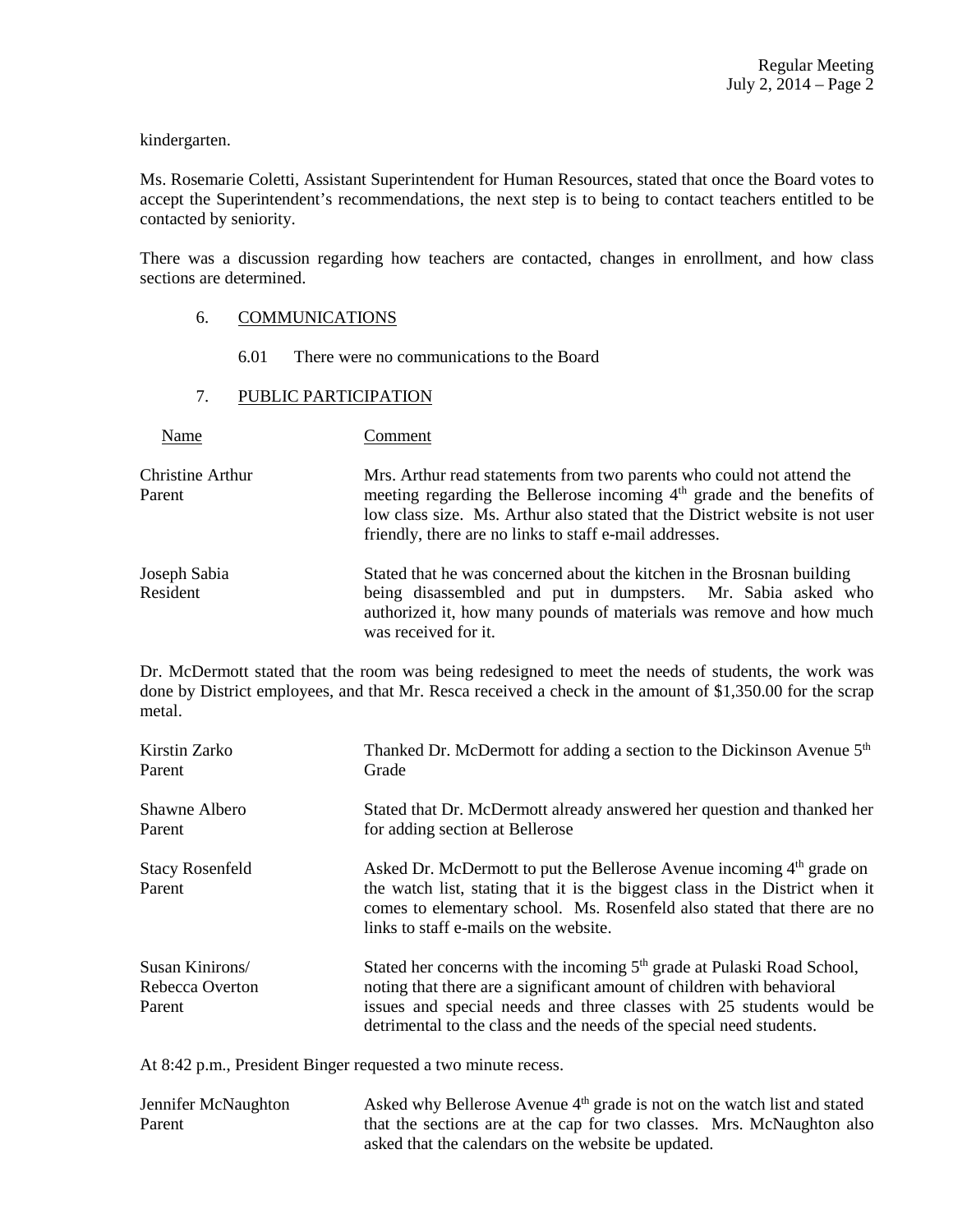kindergarten.

Ms. Rosemarie Coletti, Assistant Superintendent for Human Resources, stated that once the Board votes to accept the Superintendent's recommendations, the next step is to being to contact teachers entitled to be contacted by seniority.

There was a discussion regarding how teachers are contacted, changes in enrollment, and how class sections are determined.

6. COMMUNICATIONS

6.01 There were no communications to the Board

7. PUBLIC PARTICIPATION

| Name | Comment |
| --- | --- |
| Christine Arthur<br>Parent | Mrs. Arthur read statements from two parents who could not attend the meeting regarding the Bellerose incoming 4th grade and the benefits of low class size. Ms. Arthur also stated that the District website is not user friendly, there are no links to staff e-mail addresses. |
| Joseph Sabia<br>Resident | Stated that he was concerned about the kitchen in the Brosnan building being disassembled and put in dumpsters. Mr. Sabia asked who authorized it, how many pounds of materials was remove and how much was received for it. |

Dr. McDermott stated that the room was being redesigned to meet the needs of students, the work was done by District employees, and that Mr. Resca received a check in the amount of $1,350.00 for the scrap metal.

| Name | Comment |
| --- | --- |
| Kirstin Zarko<br>Parent | Thanked Dr. McDermott for adding a section to the Dickinson Avenue 5th Grade |
| Shawne Albero<br>Parent | Stated that Dr. McDermott already answered her question and thanked her for adding section at Bellerose |
| Stacy Rosenfeld<br>Parent | Asked Dr. McDermott to put the Bellerose Avenue incoming 4th grade on the watch list, stating that it is the biggest class in the District when it comes to elementary school. Ms. Rosenfeld also stated that there are no links to staff e-mails on the website. |
| Susan Kinirons/<br>Rebecca Overton<br>Parent | Stated her concerns with the incoming 5th grade at Pulaski Road School, noting that there are a significant amount of children with behavioral issues and special needs and three classes with 25 students would be detrimental to the class and the needs of the special need students. |

At 8:42 p.m., President Binger requested a two minute recess.

| Name | Comment |
| --- | --- |
| Jennifer McNaughton<br>Parent | Asked why Bellerose Avenue 4th grade is not on the watch list and stated that the sections are at the cap for two classes. Mrs. McNaughton also asked that the calendars on the website be updated. |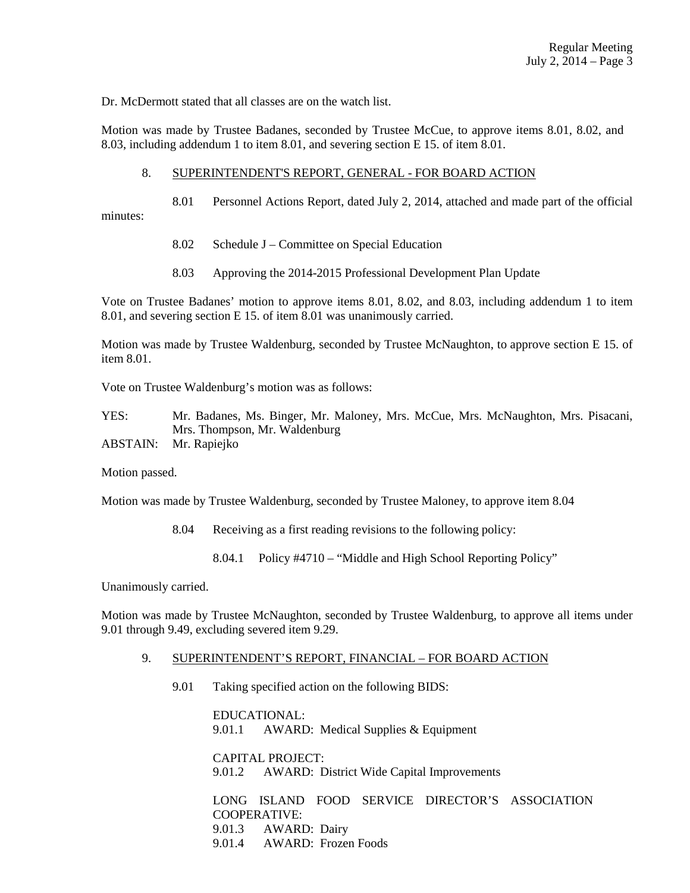Dr. McDermott stated that all classes are on the watch list.

Motion was made by Trustee Badanes, seconded by Trustee McCue, to approve items 8.01, 8.02, and 8.03, including addendum 1 to item 8.01, and severing section E 15. of item 8.01.

8. SUPERINTENDENT'S REPORT, GENERAL - FOR BOARD ACTION

8.01 Personnel Actions Report, dated July 2, 2014, attached and made part of the official minutes:

8.02 Schedule J – Committee on Special Education

8.03 Approving the 2014-2015 Professional Development Plan Update

Vote on Trustee Badanes' motion to approve items 8.01, 8.02, and 8.03, including addendum 1 to item 8.01, and severing section E 15. of item 8.01 was unanimously carried.

Motion was made by Trustee Waldenburg, seconded by Trustee McNaughton, to approve section E 15. of item 8.01.

Vote on Trustee Waldenburg's motion was as follows:

YES: Mr. Badanes, Ms. Binger, Mr. Maloney, Mrs. McCue, Mrs. McNaughton, Mrs. Pisacani, Mrs. Thompson, Mr. Waldenburg

ABSTAIN: Mr. Rapiejko

Motion passed.

Motion was made by Trustee Waldenburg, seconded by Trustee Maloney, to approve item 8.04

8.04 Receiving as a first reading revisions to the following policy:

8.04.1 Policy #4710 – "Middle and High School Reporting Policy"

Unanimously carried.

Motion was made by Trustee McNaughton, seconded by Trustee Waldenburg, to approve all items under 9.01 through 9.49, excluding severed item 9.29.

9. SUPERINTENDENT'S REPORT, FINANCIAL – FOR BOARD ACTION

9.01 Taking specified action on the following BIDS:

EDUCATIONAL:
9.01.1 AWARD: Medical Supplies & Equipment

CAPITAL PROJECT:
9.01.2 AWARD: District Wide Capital Improvements

LONG ISLAND FOOD SERVICE DIRECTOR'S ASSOCIATION COOPERATIVE:
9.01.3 AWARD: Dairy
9.01.4 AWARD: Frozen Foods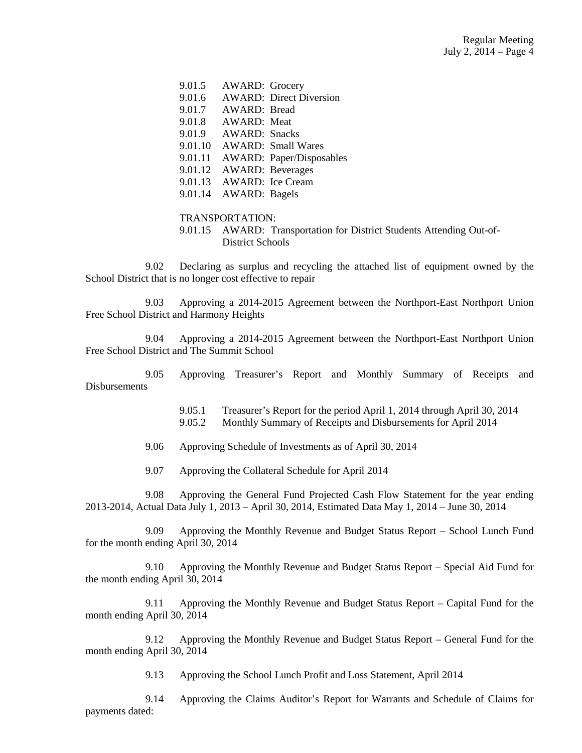9.01.5 AWARD: Grocery
9.01.6 AWARD: Direct Diversion
9.01.7 AWARD: Bread
9.01.8 AWARD: Meat
9.01.9 AWARD: Snacks
9.01.10 AWARD: Small Wares
9.01.11 AWARD: Paper/Disposables
9.01.12 AWARD: Beverages
9.01.13 AWARD: Ice Cream
9.01.14 AWARD: Bagels

TRANSPORTATION:

9.01.15 AWARD: Transportation for District Students Attending Out-of-District Schools

9.02 Declaring as surplus and recycling the attached list of equipment owned by the School District that is no longer cost effective to repair

9.03 Approving a 2014-2015 Agreement between the Northport-East Northport Union Free School District and Harmony Heights

9.04 Approving a 2014-2015 Agreement between the Northport-East Northport Union Free School District and The Summit School

9.05 Approving Treasurer's Report and Monthly Summary of Receipts and Disbursements

9.05.1 Treasurer's Report for the period April 1, 2014 through April 30, 2014
9.05.2 Monthly Summary of Receipts and Disbursements for April 2014

9.06 Approving Schedule of Investments as of April 30, 2014

9.07 Approving the Collateral Schedule for April 2014

9.08 Approving the General Fund Projected Cash Flow Statement for the year ending 2013-2014, Actual Data July 1, 2013 – April 30, 2014, Estimated Data May 1, 2014 – June 30, 2014

9.09 Approving the Monthly Revenue and Budget Status Report – School Lunch Fund for the month ending April 30, 2014

9.10 Approving the Monthly Revenue and Budget Status Report – Special Aid Fund for the month ending April 30, 2014

9.11 Approving the Monthly Revenue and Budget Status Report – Capital Fund for the month ending April 30, 2014

9.12 Approving the Monthly Revenue and Budget Status Report – General Fund for the month ending April 30, 2014

9.13 Approving the School Lunch Profit and Loss Statement, April 2014

9.14 Approving the Claims Auditor's Report for Warrants and Schedule of Claims for payments dated: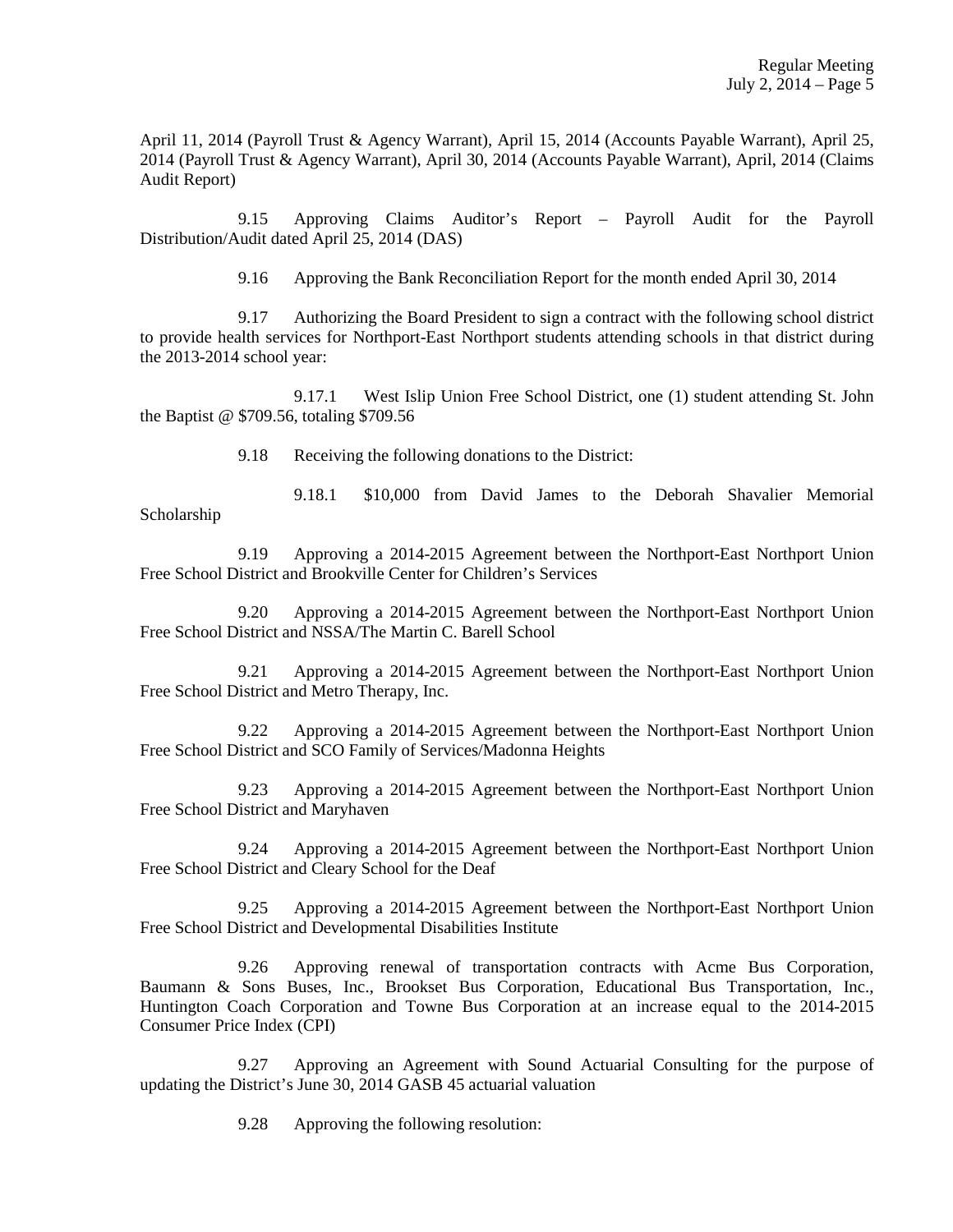April 11, 2014 (Payroll Trust & Agency Warrant), April 15, 2014 (Accounts Payable Warrant), April 25, 2014 (Payroll Trust & Agency Warrant), April 30, 2014 (Accounts Payable Warrant), April, 2014 (Claims Audit Report)

9.15 Approving Claims Auditor's Report – Payroll Audit for the Payroll Distribution/Audit dated April 25, 2014 (DAS)

9.16 Approving the Bank Reconciliation Report for the month ended April 30, 2014

9.17 Authorizing the Board President to sign a contract with the following school district to provide health services for Northport-East Northport students attending schools in that district during the 2013-2014 school year:

9.17.1 West Islip Union Free School District, one (1) student attending St. John the Baptist @ $709.56, totaling $709.56

9.18 Receiving the following donations to the District:

9.18.1 $10,000 from David James to the Deborah Shavalier Memorial Scholarship

9.19 Approving a 2014-2015 Agreement between the Northport-East Northport Union Free School District and Brookville Center for Children's Services

9.20 Approving a 2014-2015 Agreement between the Northport-East Northport Union Free School District and NSSA/The Martin C. Barell School

9.21 Approving a 2014-2015 Agreement between the Northport-East Northport Union Free School District and Metro Therapy, Inc.

9.22 Approving a 2014-2015 Agreement between the Northport-East Northport Union Free School District and SCO Family of Services/Madonna Heights

9.23 Approving a 2014-2015 Agreement between the Northport-East Northport Union Free School District and Maryhaven

9.24 Approving a 2014-2015 Agreement between the Northport-East Northport Union Free School District and Cleary School for the Deaf

9.25 Approving a 2014-2015 Agreement between the Northport-East Northport Union Free School District and Developmental Disabilities Institute

9.26 Approving renewal of transportation contracts with Acme Bus Corporation, Baumann & Sons Buses, Inc., Brookset Bus Corporation, Educational Bus Transportation, Inc., Huntington Coach Corporation and Towne Bus Corporation at an increase equal to the 2014-2015 Consumer Price Index (CPI)

9.27 Approving an Agreement with Sound Actuarial Consulting for the purpose of updating the District's June 30, 2014 GASB 45 actuarial valuation

9.28 Approving the following resolution: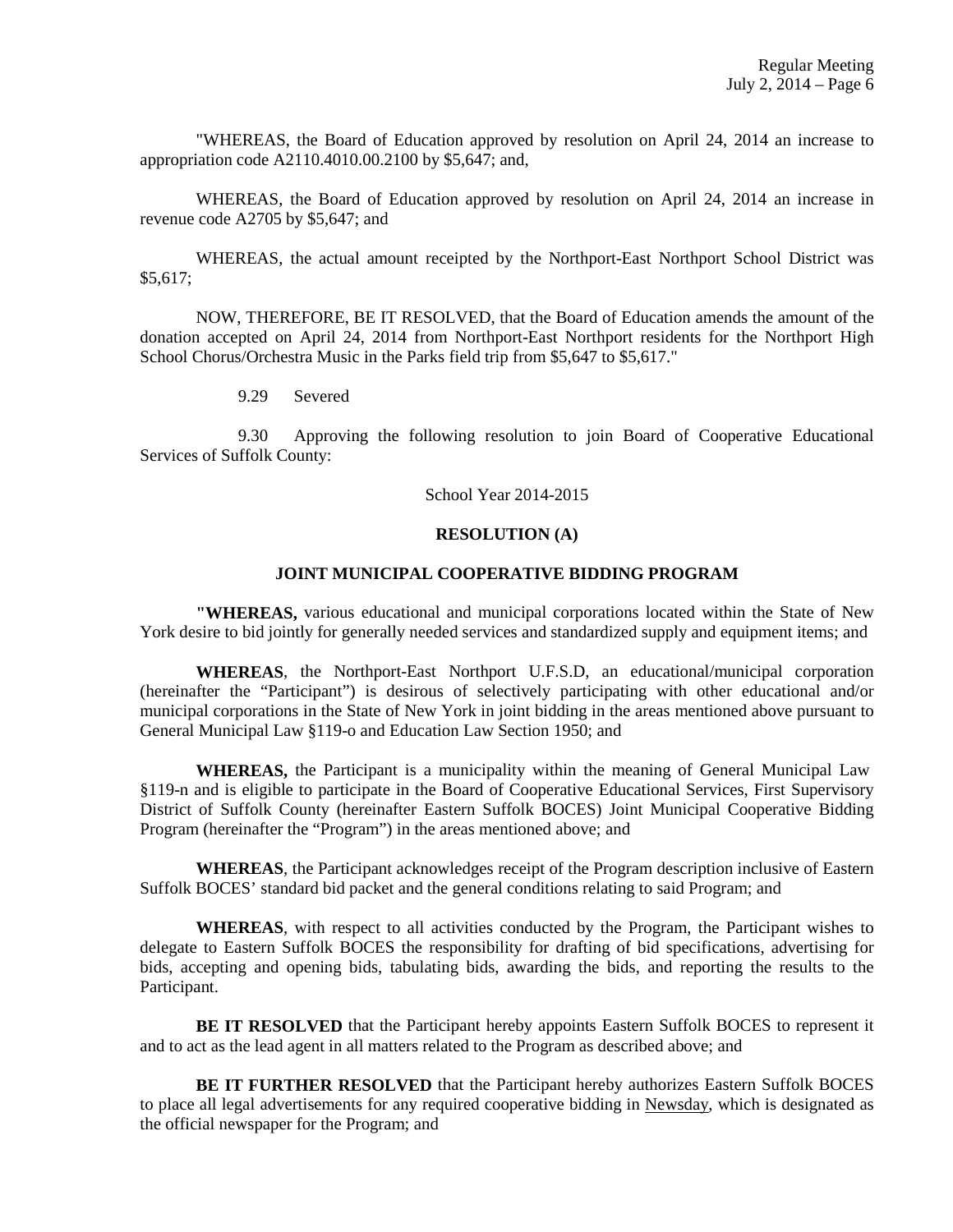"WHEREAS, the Board of Education approved by resolution on April 24, 2014 an increase to appropriation code A2110.4010.00.2100 by $5,647; and,

WHEREAS, the Board of Education approved by resolution on April 24, 2014 an increase in revenue code A2705 by $5,647; and

WHEREAS, the actual amount receipted by the Northport-East Northport School District was $5,617;

NOW, THEREFORE, BE IT RESOLVED, that the Board of Education amends the amount of the donation accepted on April 24, 2014 from Northport-East Northport residents for the Northport High School Chorus/Orchestra Music in the Parks field trip from $5,647 to $5,617."

9.29 Severed

9.30 Approving the following resolution to join Board of Cooperative Educational Services of Suffolk County:

School Year 2014-2015

**RESOLUTION (A)**

**JOINT MUNICIPAL COOPERATIVE BIDDING PROGRAM**

**"WHEREAS,** various educational and municipal corporations located within the State of New York desire to bid jointly for generally needed services and standardized supply and equipment items; and

**WHEREAS**, the Northport-East Northport U.F.S.D, an educational/municipal corporation (hereinafter the "Participant") is desirous of selectively participating with other educational and/or municipal corporations in the State of New York in joint bidding in the areas mentioned above pursuant to General Municipal Law §119-o and Education Law Section 1950; and

**WHEREAS,** the Participant is a municipality within the meaning of General Municipal Law §119-n and is eligible to participate in the Board of Cooperative Educational Services, First Supervisory District of Suffolk County (hereinafter Eastern Suffolk BOCES) Joint Municipal Cooperative Bidding Program (hereinafter the "Program") in the areas mentioned above; and

**WHEREAS**, the Participant acknowledges receipt of the Program description inclusive of Eastern Suffolk BOCES' standard bid packet and the general conditions relating to said Program; and

**WHEREAS**, with respect to all activities conducted by the Program, the Participant wishes to delegate to Eastern Suffolk BOCES the responsibility for drafting of bid specifications, advertising for bids, accepting and opening bids, tabulating bids, awarding the bids, and reporting the results to the Participant.

**BE IT RESOLVED** that the Participant hereby appoints Eastern Suffolk BOCES to represent it and to act as the lead agent in all matters related to the Program as described above; and

**BE IT FURTHER RESOLVED** that the Participant hereby authorizes Eastern Suffolk BOCES to place all legal advertisements for any required cooperative bidding in Newsday, which is designated as the official newspaper for the Program; and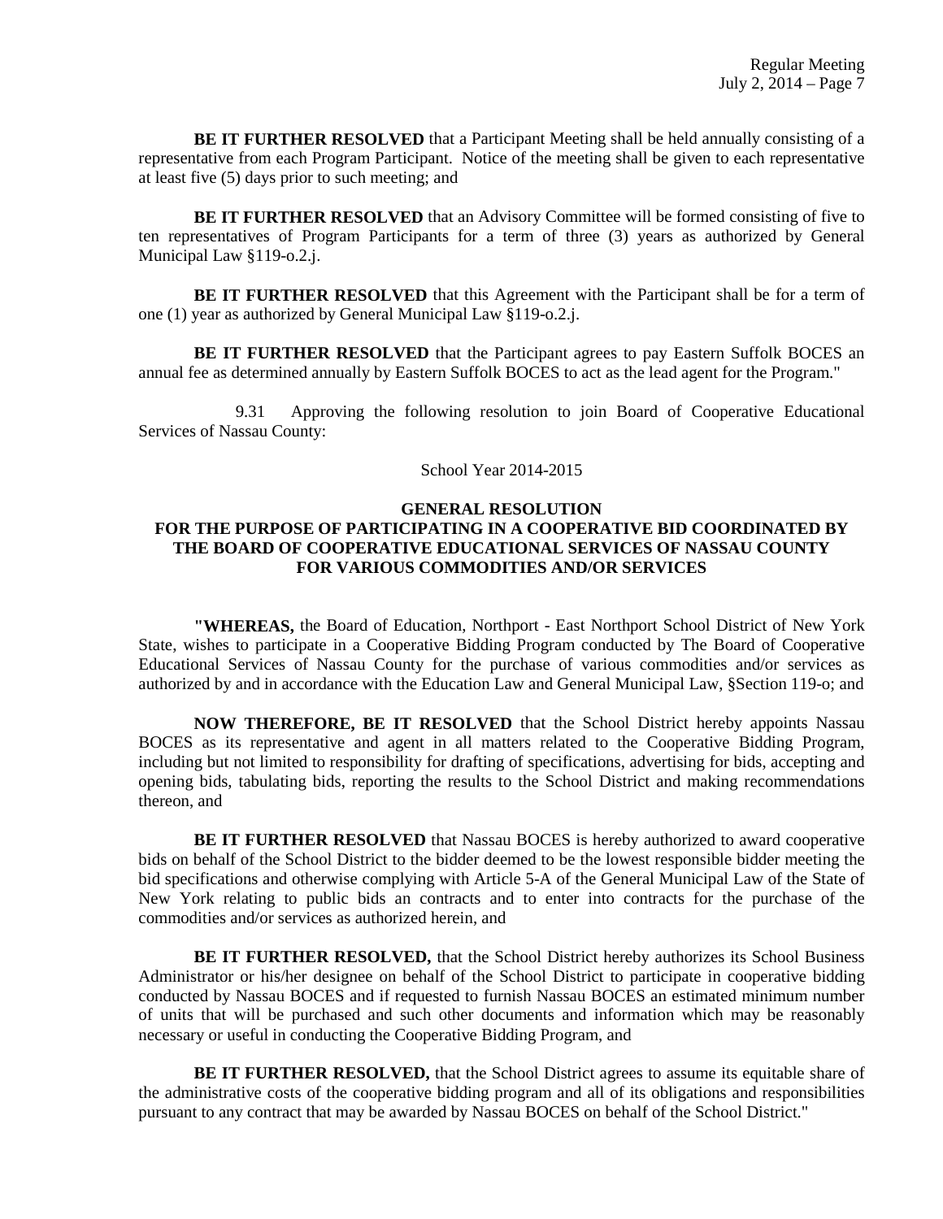**BE IT FURTHER RESOLVED** that a Participant Meeting shall be held annually consisting of a representative from each Program Participant. Notice of the meeting shall be given to each representative at least five (5) days prior to such meeting; and

**BE IT FURTHER RESOLVED** that an Advisory Committee will be formed consisting of five to ten representatives of Program Participants for a term of three (3) years as authorized by General Municipal Law §119-o.2.j.

**BE IT FURTHER RESOLVED** that this Agreement with the Participant shall be for a term of one (1) year as authorized by General Municipal Law §119-o.2.j.

**BE IT FURTHER RESOLVED** that the Participant agrees to pay Eastern Suffolk BOCES an annual fee as determined annually by Eastern Suffolk BOCES to act as the lead agent for the Program."

9.31 Approving the following resolution to join Board of Cooperative Educational Services of Nassau County:

School Year 2014-2015

**GENERAL RESOLUTION**
**FOR THE PURPOSE OF PARTICIPATING IN A COOPERATIVE BID COORDINATED BY THE BOARD OF COOPERATIVE EDUCATIONAL SERVICES OF NASSAU COUNTY FOR VARIOUS COMMODITIES AND/OR SERVICES**

**"WHEREAS,** the Board of Education, Northport - East Northport School District of New York State, wishes to participate in a Cooperative Bidding Program conducted by The Board of Cooperative Educational Services of Nassau County for the purchase of various commodities and/or services as authorized by and in accordance with the Education Law and General Municipal Law, §Section 119-o; and

**NOW THEREFORE, BE IT RESOLVED** that the School District hereby appoints Nassau BOCES as its representative and agent in all matters related to the Cooperative Bidding Program, including but not limited to responsibility for drafting of specifications, advertising for bids, accepting and opening bids, tabulating bids, reporting the results to the School District and making recommendations thereon, and

**BE IT FURTHER RESOLVED** that Nassau BOCES is hereby authorized to award cooperative bids on behalf of the School District to the bidder deemed to be the lowest responsible bidder meeting the bid specifications and otherwise complying with Article 5-A of the General Municipal Law of the State of New York relating to public bids an contracts and to enter into contracts for the purchase of the commodities and/or services as authorized herein, and

**BE IT FURTHER RESOLVED,** that the School District hereby authorizes its School Business Administrator or his/her designee on behalf of the School District to participate in cooperative bidding conducted by Nassau BOCES and if requested to furnish Nassau BOCES an estimated minimum number of units that will be purchased and such other documents and information which may be reasonably necessary or useful in conducting the Cooperative Bidding Program, and

**BE IT FURTHER RESOLVED,** that the School District agrees to assume its equitable share of the administrative costs of the cooperative bidding program and all of its obligations and responsibilities pursuant to any contract that may be awarded by Nassau BOCES on behalf of the School District."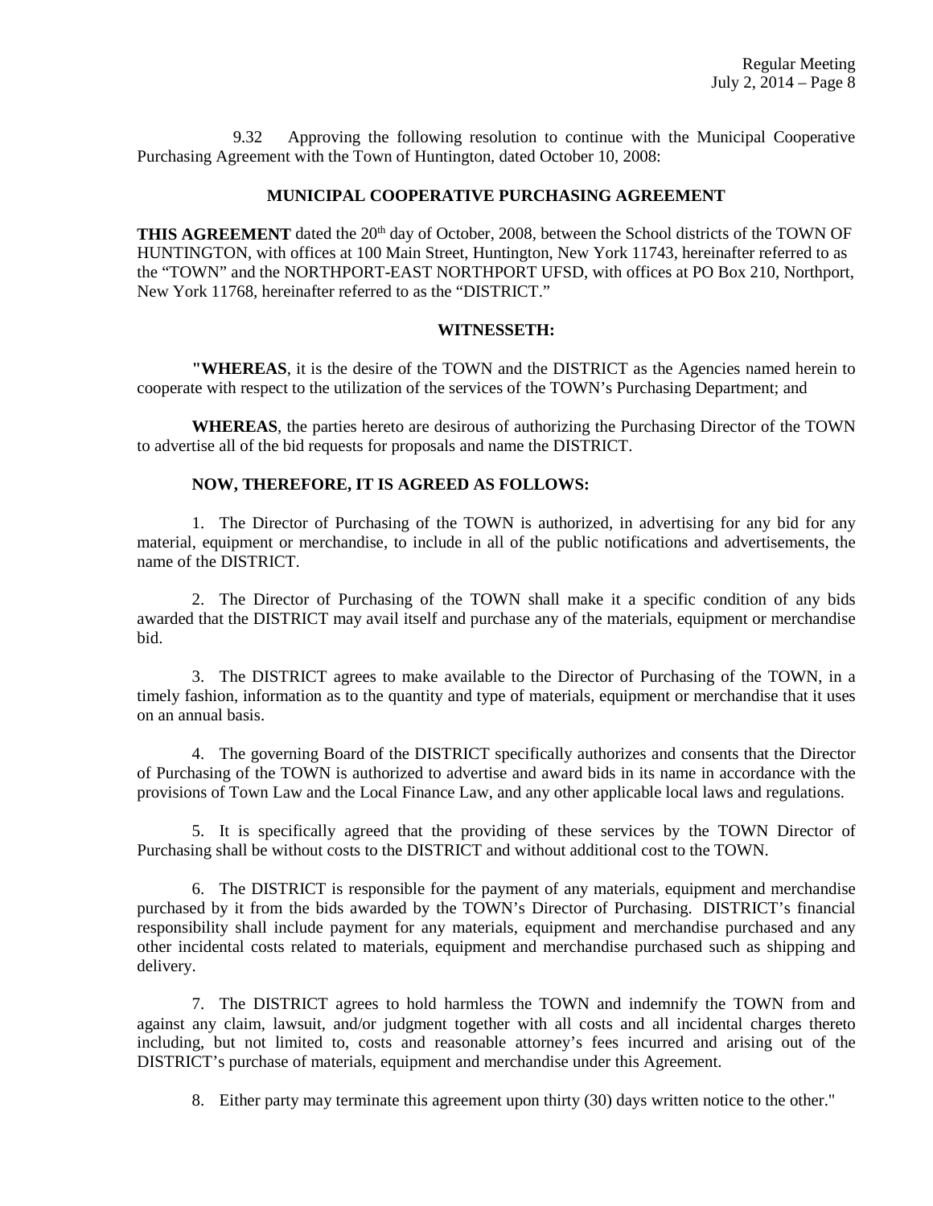9.32 Approving the following resolution to continue with the Municipal Cooperative Purchasing Agreement with the Town of Huntington, dated October 10, 2008:

**MUNICIPAL COOPERATIVE PURCHASING AGREEMENT**

**THIS AGREEMENT** dated the 20th day of October, 2008, between the School districts of the TOWN OF HUNTINGTON, with offices at 100 Main Street, Huntington, New York 11743, hereinafter referred to as the "TOWN" and the NORTHPORT-EAST NORTHPORT UFSD, with offices at PO Box 210, Northport, New York 11768, hereinafter referred to as the "DISTRICT."

**WITNESSETH:**

**"WHEREAS**, it is the desire of the TOWN and the DISTRICT as the Agencies named herein to cooperate with respect to the utilization of the services of the TOWN's Purchasing Department; and

**WHEREAS**, the parties hereto are desirous of authorizing the Purchasing Director of the TOWN to advertise all of the bid requests for proposals and name the DISTRICT.

**NOW, THEREFORE, IT IS AGREED AS FOLLOWS:**

1. The Director of Purchasing of the TOWN is authorized, in advertising for any bid for any material, equipment or merchandise, to include in all of the public notifications and advertisements, the name of the DISTRICT.

2. The Director of Purchasing of the TOWN shall make it a specific condition of any bids awarded that the DISTRICT may avail itself and purchase any of the materials, equipment or merchandise bid.

3. The DISTRICT agrees to make available to the Director of Purchasing of the TOWN, in a timely fashion, information as to the quantity and type of materials, equipment or merchandise that it uses on an annual basis.

4. The governing Board of the DISTRICT specifically authorizes and consents that the Director of Purchasing of the TOWN is authorized to advertise and award bids in its name in accordance with the provisions of Town Law and the Local Finance Law, and any other applicable local laws and regulations.

5. It is specifically agreed that the providing of these services by the TOWN Director of Purchasing shall be without costs to the DISTRICT and without additional cost to the TOWN.

6. The DISTRICT is responsible for the payment of any materials, equipment and merchandise purchased by it from the bids awarded by the TOWN's Director of Purchasing. DISTRICT's financial responsibility shall include payment for any materials, equipment and merchandise purchased and any other incidental costs related to materials, equipment and merchandise purchased such as shipping and delivery.

7. The DISTRICT agrees to hold harmless the TOWN and indemnify the TOWN from and against any claim, lawsuit, and/or judgment together with all costs and all incidental charges thereto including, but not limited to, costs and reasonable attorney's fees incurred and arising out of the DISTRICT's purchase of materials, equipment and merchandise under this Agreement.

8. Either party may terminate this agreement upon thirty (30) days written notice to the other."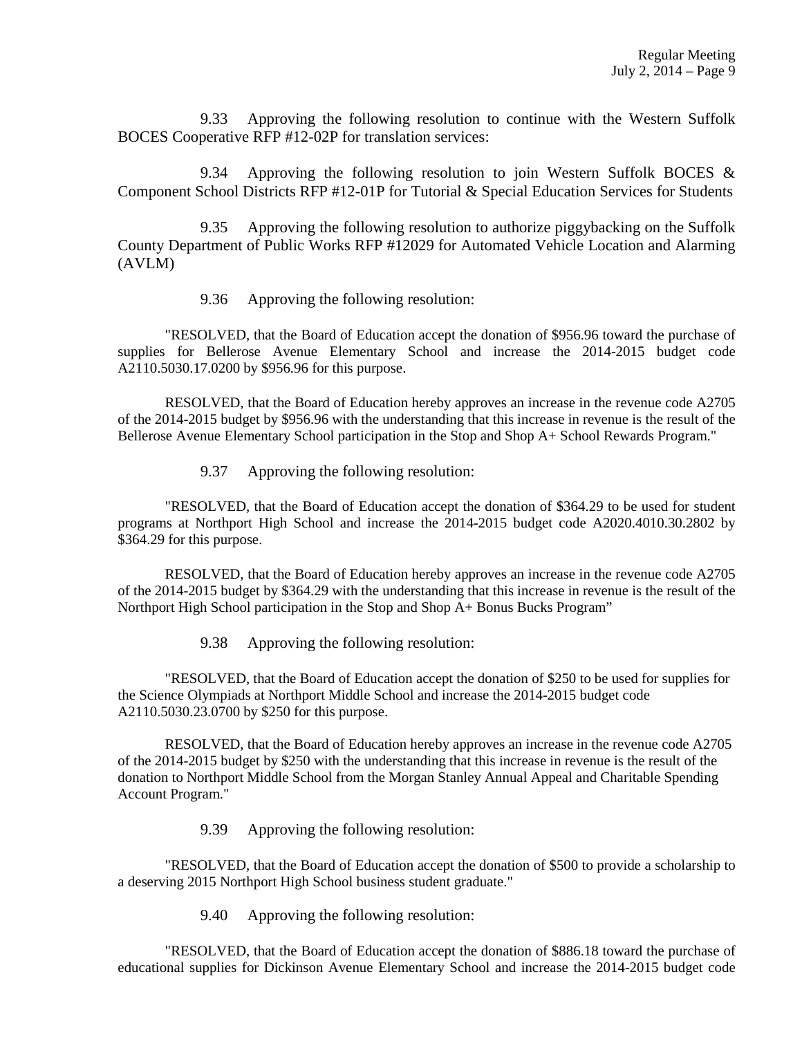9.33 Approving the following resolution to continue with the Western Suffolk BOCES Cooperative RFP #12-02P for translation services:

9.34 Approving the following resolution to join Western Suffolk BOCES & Component School Districts RFP #12-01P for Tutorial & Special Education Services for Students

9.35 Approving the following resolution to authorize piggybacking on the Suffolk County Department of Public Works RFP #12029 for Automated Vehicle Location and Alarming (AVLM)

9.36 Approving the following resolution:

"RESOLVED, that the Board of Education accept the donation of $956.96 toward the purchase of supplies for Bellerose Avenue Elementary School and increase the 2014-2015 budget code A2110.5030.17.0200 by $956.96 for this purpose.

RESOLVED, that the Board of Education hereby approves an increase in the revenue code A2705 of the 2014-2015 budget by $956.96 with the understanding that this increase in revenue is the result of the Bellerose Avenue Elementary School participation in the Stop and Shop A+ School Rewards Program."

9.37 Approving the following resolution:

"RESOLVED, that the Board of Education accept the donation of $364.29 to be used for student programs at Northport High School and increase the 2014-2015 budget code A2020.4010.30.2802 by $364.29 for this purpose.

RESOLVED, that the Board of Education hereby approves an increase in the revenue code A2705 of the 2014-2015 budget by $364.29 with the understanding that this increase in revenue is the result of the Northport High School participation in the Stop and Shop A+ Bonus Bucks Program"

9.38 Approving the following resolution:

"RESOLVED, that the Board of Education accept the donation of $250 to be used for supplies for the Science Olympiads at Northport Middle School and increase the 2014-2015 budget code A2110.5030.23.0700 by $250 for this purpose.

RESOLVED, that the Board of Education hereby approves an increase in the revenue code A2705 of the 2014-2015 budget by $250 with the understanding that this increase in revenue is the result of the donation to Northport Middle School from the Morgan Stanley Annual Appeal and Charitable Spending Account Program."

9.39 Approving the following resolution:

"RESOLVED, that the Board of Education accept the donation of $500 to provide a scholarship to a deserving 2015 Northport High School business student graduate."

9.40 Approving the following resolution:

"RESOLVED, that the Board of Education accept the donation of $886.18 toward the purchase of educational supplies for Dickinson Avenue Elementary School and increase the 2014-2015 budget code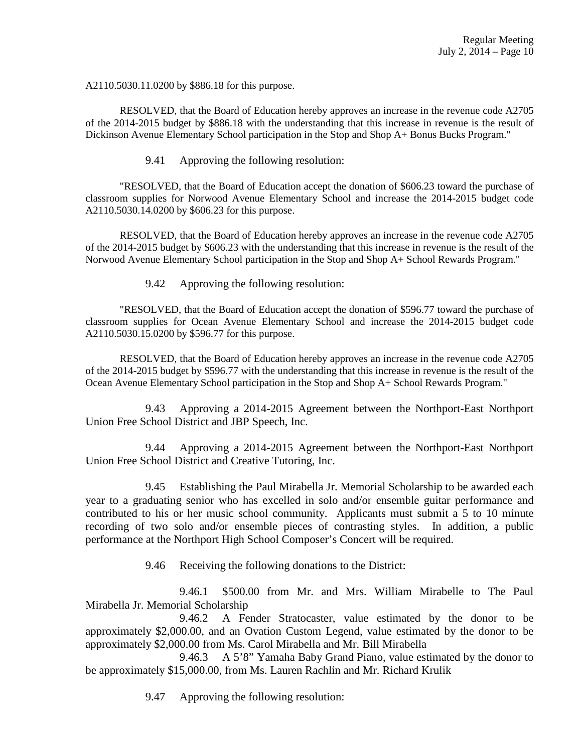A2110.5030.11.0200 by $886.18 for this purpose.

RESOLVED, that the Board of Education hereby approves an increase in the revenue code A2705 of the 2014-2015 budget by $886.18 with the understanding that this increase in revenue is the result of Dickinson Avenue Elementary School participation in the Stop and Shop A+ Bonus Bucks Program."

9.41 Approving the following resolution:

"RESOLVED, that the Board of Education accept the donation of $606.23 toward the purchase of classroom supplies for Norwood Avenue Elementary School and increase the 2014-2015 budget code A2110.5030.14.0200 by $606.23 for this purpose.

RESOLVED, that the Board of Education hereby approves an increase in the revenue code A2705 of the 2014-2015 budget by $606.23 with the understanding that this increase in revenue is the result of the Norwood Avenue Elementary School participation in the Stop and Shop A+ School Rewards Program."

9.42 Approving the following resolution:

"RESOLVED, that the Board of Education accept the donation of $596.77 toward the purchase of classroom supplies for Ocean Avenue Elementary School and increase the 2014-2015 budget code A2110.5030.15.0200 by $596.77 for this purpose.

RESOLVED, that the Board of Education hereby approves an increase in the revenue code A2705 of the 2014-2015 budget by $596.77 with the understanding that this increase in revenue is the result of the Ocean Avenue Elementary School participation in the Stop and Shop A+ School Rewards Program."

9.43 Approving a 2014-2015 Agreement between the Northport-East Northport Union Free School District and JBP Speech, Inc.

9.44 Approving a 2014-2015 Agreement between the Northport-East Northport Union Free School District and Creative Tutoring, Inc.

9.45 Establishing the Paul Mirabella Jr. Memorial Scholarship to be awarded each year to a graduating senior who has excelled in solo and/or ensemble guitar performance and contributed to his or her music school community. Applicants must submit a 5 to 10 minute recording of two solo and/or ensemble pieces of contrasting styles. In addition, a public performance at the Northport High School Composer's Concert will be required.

9.46 Receiving the following donations to the District:

9.46.1 $500.00 from Mr. and Mrs. William Mirabelle to The Paul Mirabella Jr. Memorial Scholarship

9.46.2 A Fender Stratocaster, value estimated by the donor to be approximately $2,000.00, and an Ovation Custom Legend, value estimated by the donor to be approximately $2,000.00 from Ms. Carol Mirabella and Mr. Bill Mirabella

9.46.3 A 5'8" Yamaha Baby Grand Piano, value estimated by the donor to be approximately $15,000.00, from Ms. Lauren Rachlin and Mr. Richard Krulik

9.47 Approving the following resolution: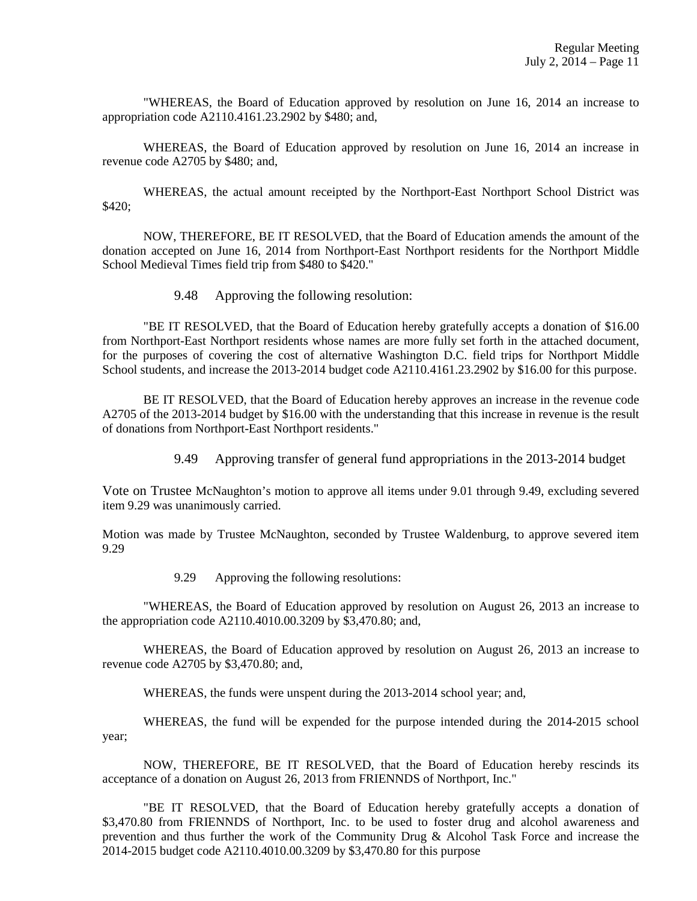"WHEREAS, the Board of Education approved by resolution on June 16, 2014 an increase to appropriation code A2110.4161.23.2902 by $480; and,

WHEREAS, the Board of Education approved by resolution on June 16, 2014 an increase in revenue code A2705 by $480; and,

WHEREAS, the actual amount receipted by the Northport-East Northport School District was $420;

NOW, THEREFORE, BE IT RESOLVED, that the Board of Education amends the amount of the donation accepted on June 16, 2014 from Northport-East Northport residents for the Northport Middle School Medieval Times field trip from $480 to $420."

9.48 Approving the following resolution:

"BE IT RESOLVED, that the Board of Education hereby gratefully accepts a donation of $16.00 from Northport-East Northport residents whose names are more fully set forth in the attached document, for the purposes of covering the cost of alternative Washington D.C. field trips for Northport Middle School students, and increase the 2013-2014 budget code A2110.4161.23.2902 by $16.00 for this purpose.

BE IT RESOLVED, that the Board of Education hereby approves an increase in the revenue code A2705 of the 2013-2014 budget by $16.00 with the understanding that this increase in revenue is the result of donations from Northport-East Northport residents."

9.49 Approving transfer of general fund appropriations in the 2013-2014 budget

Vote on Trustee McNaughton's motion to approve all items under 9.01 through 9.49, excluding severed item 9.29 was unanimously carried.

Motion was made by Trustee McNaughton, seconded by Trustee Waldenburg, to approve severed item 9.29

9.29 Approving the following resolutions:

"WHEREAS, the Board of Education approved by resolution on August 26, 2013 an increase to the appropriation code A2110.4010.00.3209 by $3,470.80; and,

WHEREAS, the Board of Education approved by resolution on August 26, 2013 an increase to revenue code A2705 by $3,470.80; and,

WHEREAS, the funds were unspent during the 2013-2014 school year; and,

WHEREAS, the fund will be expended for the purpose intended during the 2014-2015 school year;

NOW, THEREFORE, BE IT RESOLVED, that the Board of Education hereby rescinds its acceptance of a donation on August 26, 2013 from FRIENNDS of Northport, Inc."

"BE IT RESOLVED, that the Board of Education hereby gratefully accepts a donation of $3,470.80 from FRIENNDS of Northport, Inc. to be used to foster drug and alcohol awareness and prevention and thus further the work of the Community Drug & Alcohol Task Force and increase the 2014-2015 budget code A2110.4010.00.3209 by $3,470.80 for this purpose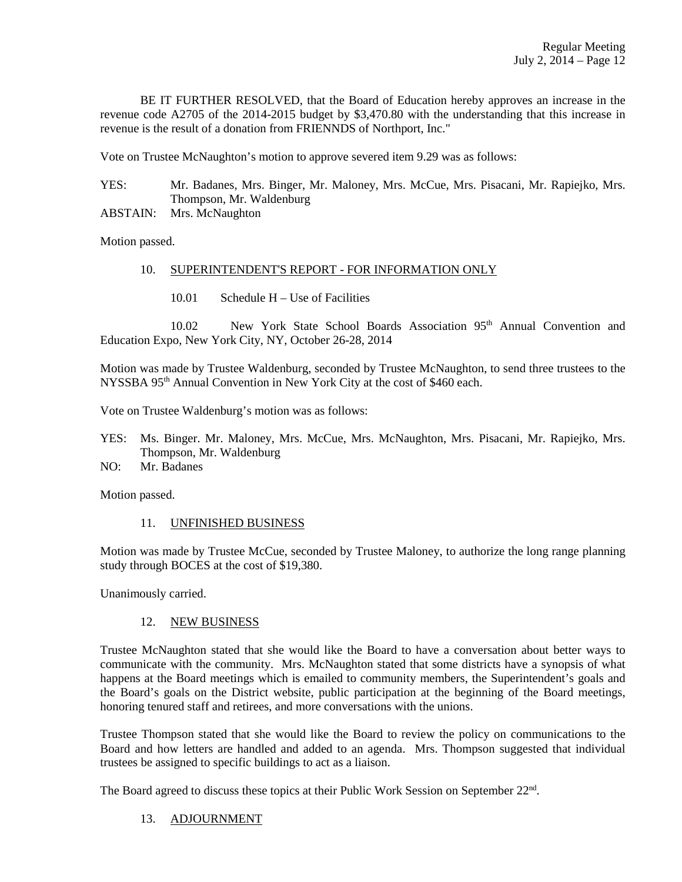BE IT FURTHER RESOLVED, that the Board of Education hereby approves an increase in the revenue code A2705 of the 2014-2015 budget by $3,470.80 with the understanding that this increase in revenue is the result of a donation from FRIENNDS of Northport, Inc."

Vote on Trustee McNaughton's motion to approve severed item 9.29 was as follows:

YES: Mr. Badanes, Mrs. Binger, Mr. Maloney, Mrs. McCue, Mrs. Pisacani, Mr. Rapiejko, Mrs. Thompson, Mr. Waldenburg
ABSTAIN: Mrs. McNaughton

Motion passed.

10. SUPERINTENDENT'S REPORT - FOR INFORMATION ONLY

10.01 Schedule H – Use of Facilities

10.02 New York State School Boards Association 95th Annual Convention and Education Expo, New York City, NY, October 26-28, 2014

Motion was made by Trustee Waldenburg, seconded by Trustee McNaughton, to send three trustees to the NYSSBA 95th Annual Convention in New York City at the cost of $460 each.

Vote on Trustee Waldenburg's motion was as follows:

YES: Ms. Binger. Mr. Maloney, Mrs. McCue, Mrs. McNaughton, Mrs. Pisacani, Mr. Rapiejko, Mrs. Thompson, Mr. Waldenburg
NO: Mr. Badanes

Motion passed.

11. UNFINISHED BUSINESS

Motion was made by Trustee McCue, seconded by Trustee Maloney, to authorize the long range planning study through BOCES at the cost of $19,380.

Unanimously carried.

12. NEW BUSINESS

Trustee McNaughton stated that she would like the Board to have a conversation about better ways to communicate with the community. Mrs. McNaughton stated that some districts have a synopsis of what happens at the Board meetings which is emailed to community members, the Superintendent's goals and the Board's goals on the District website, public participation at the beginning of the Board meetings, honoring tenured staff and retirees, and more conversations with the unions.

Trustee Thompson stated that she would like the Board to review the policy on communications to the Board and how letters are handled and added to an agenda. Mrs. Thompson suggested that individual trustees be assigned to specific buildings to act as a liaison.

The Board agreed to discuss these topics at their Public Work Session on September 22nd.

13. ADJOURNMENT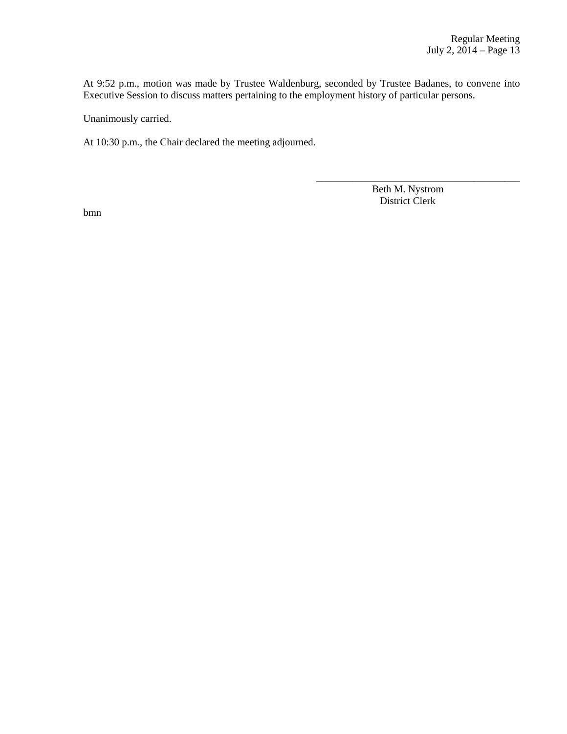At 9:52 p.m., motion was made by Trustee Waldenburg, seconded by Trustee Badanes, to convene into Executive Session to discuss matters pertaining to the employment history of particular persons.

Unanimously carried.

At 10:30 p.m., the Chair declared the meeting adjourned.

\_\_\_\_\_\_\_\_\_\_\_\_\_\_\_\_\_\_\_\_\_\_\_\_\_\_\_\_\_\_\_\_\_\_\_\_\_\_\_\_

Beth M. Nystrom
District Clerk

bmn